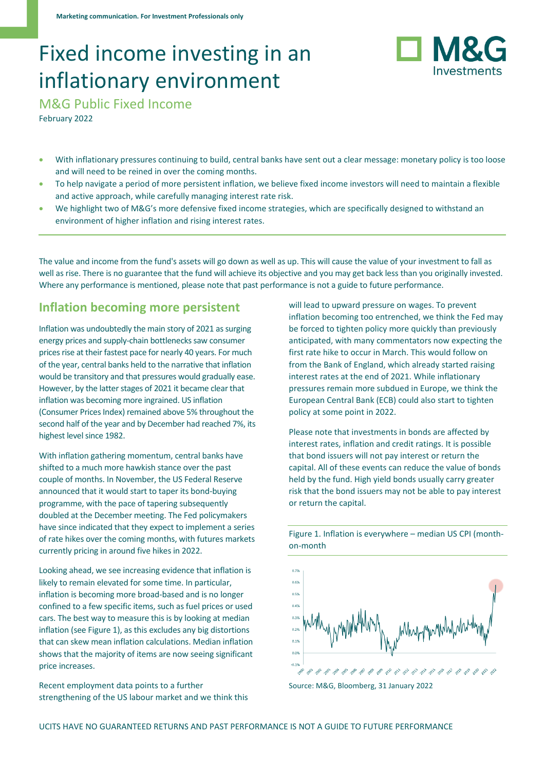Marketing communication. For Investment Professionals only

# Fixed income investing in an inflationary environment

## M&G Public Fixed Income

February 2022

- With inflationary pressures continuing to build, central banks have sent out a clear message: monetary policy is too loose and will need to be reined in over the coming months.
- To help navigate a period of more persistent inflation, we believe fixed income investors will need to maintain a flexible and active approach, while carefully managing interest rate risk.
- We highlight two of M&G's more defensive fixed income strategies, which are specifically designed to withstand an environment of higher inflation and rising interest rates.

The value and income from the fund's assets will go down as well as up. This will cause the value of your investment to fall as well as rise. There is no guarantee that the fund will achieve its objective and you may get back less than you originally invested. Where any performance is mentioned, please note that past performance is not a guide to future performance.

## Inflation becoming more persistent

Inflation was undoubtedly the main story of 2021 as surging energy prices and supply-chain bottlenecks saw consumer prices rise at their fastest pace for nearly 40 years. For much of the year, central banks held to the narrative that inflation would be transitory and that pressures would gradually ease. However, by the latter stages of 2021 it became clear that inflation was becoming more ingrained. US inflation (Consumer Prices Index) remained above 5% throughout the second half of the year and by December had reached 7%, its highest level since 1982.

With inflation gathering momentum, central banks have shifted to a much more hawkish stance over the past couple of months. In November, the US Federal Reserve announced that it would start to taper its bond-buying programme, with the pace of tapering subsequently doubled at the December meeting. The Fed policymakers have since indicated that they expect to implement a series of rate hikes over the coming months, with futures markets currently pricing in around five hikes in 2022.

Looking ahead, we see increasing evidence that inflation is likely to remain elevated for some time. In particular, inflation is becoming more broad-based and is no longer confined to a few specific items, such as fuel prices or used cars. The best way to measure this is by looking at median inflation (see Figure 1), as this excludes any big distortions that can skew mean inflation calculations. Median inflation shows that the majority of items are now seeing significant price increases.

Recent employment data points to a further strengthening of the US labour market and we think this will lead to upward pressure on wages. To prevent inflation becoming too entrenched, we think the Fed may be forced to tighten policy more quickly than previously anticipated, with many commentators now expecting the first rate hike to occur in March. This would follow on from the Bank of England, which already started raising interest rates at the end of 2021. While inflationary pressures remain more subdued in Europe, we think the European Central Bank (ECB) could also start to tighten policy at some point in 2022.

Please note that investments in bonds are affected by interest rates, inflation and credit ratings. It is possible that bond issuers will not pay interest or return the capital. All of these events can reduce the value of bonds held by the fund. High yield bonds usually carry greater risk that the bond issuers may not be able to pay interest or return the capital.

Figure 1. Inflation is everywhere – median US CPI (month-on-month

Source: M&G, Bloomberg, 31 January 2022

UCITS HAVE NO GUARANTEED RETURNS AND PAST PERFORMANCE IS NOT A GUIDE TO FUTURE PERFORMANCE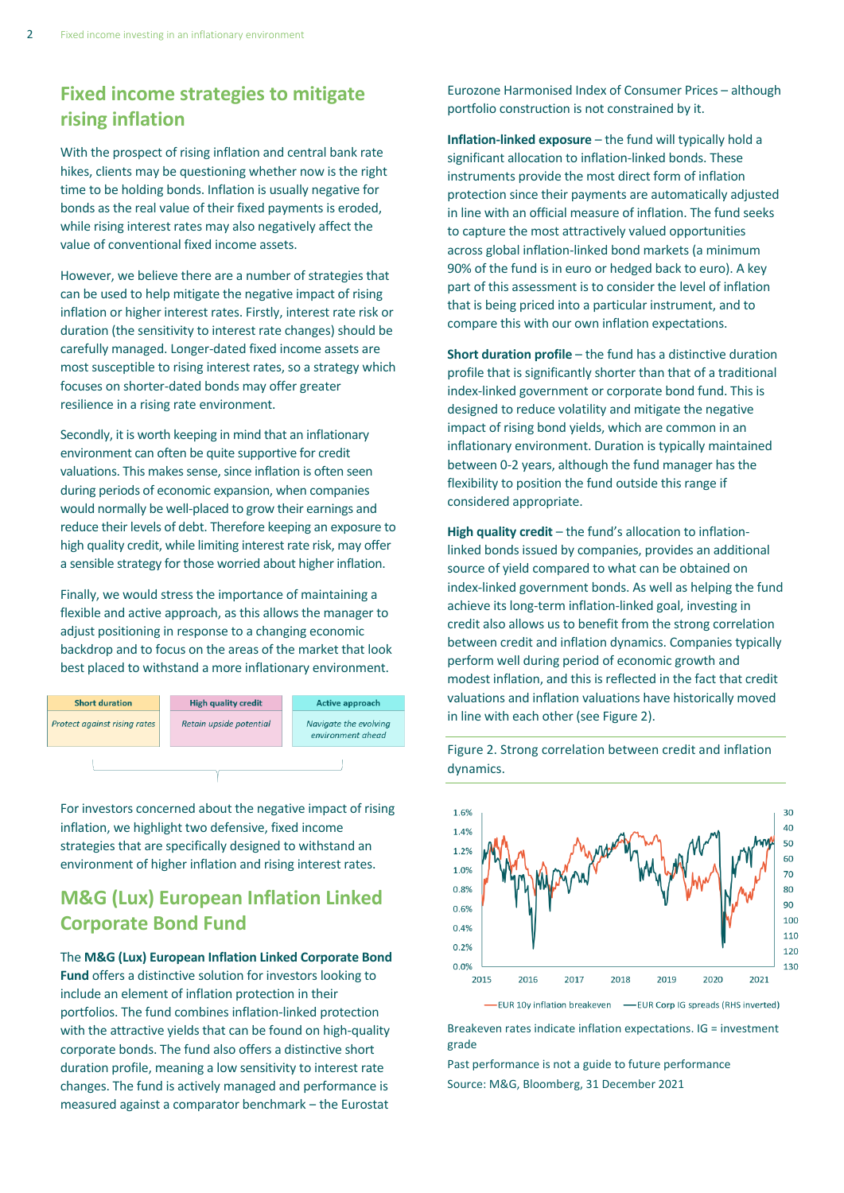## Fixed income strategies to mitigate rising inflation

With the prospect of rising inflation and central bank rate hikes, clients may be questioning whether now is the right time to be holding bonds. Inflation is usually negative for bonds as the real value of their fixed payments is eroded, while rising interest rates may also negatively affect the value of conventional fixed income assets.

However, we believe there are a number of strategies that can be used to help mitigate the negative impact of rising inflation or higher interest rates. Firstly, interest rate risk or duration (the sensitivity to interest rate changes) should be carefully managed. Longer-dated fixed income assets are most susceptible to rising interest rates, so a strategy which focuses on shorter-dated bonds may offer greater resilience in a rising rate environment.

Secondly, it is worth keeping in mind that an inflationary environment can often be quite supportive for credit valuations. This makes sense, since inflation is often seen during periods of economic expansion, when companies would normally be well-placed to grow their earnings and reduce their levels of debt. Therefore keeping an exposure to high quality credit, while limiting interest rate risk, may offer a sensible strategy for those worried about higher inflation.

Finally, we would stress the importance of maintaining a flexible and active approach, as this allows the manager to adjust positioning in response to a changing economic backdrop and to focus on the areas of the market that look best placed to withstand a more inflationary environment.

| Short duration | High quality credit | Active approach |
|---|---|---|
| *Protect against rising rates* | *Retain upside potential* | *Navigate the evolving environment ahead* |

For investors concerned about the negative impact of rising inflation, we highlight two defensive, fixed income strategies that are specifically designed to withstand an environment of higher inflation and rising interest rates.

## M&G (Lux) European Inflation Linked Corporate Bond Fund

The **M&G (Lux) European Inflation Linked Corporate Bond Fund** offers a distinctive solution for investors looking to include an element of inflation protection in their portfolios. The fund combines inflation-linked protection with the attractive yields that can be found on high-quality corporate bonds. The fund also offers a distinctive short duration profile, meaning a low sensitivity to interest rate changes. The fund is actively managed and performance is measured against a comparator benchmark – the Eurostat Eurozone Harmonised Index of Consumer Prices – although portfolio construction is not constrained by it.

**Inflation-linked exposure** – the fund will typically hold a significant allocation to inflation-linked bonds. These instruments provide the most direct form of inflation protection since their payments are automatically adjusted in line with an official measure of inflation. The fund seeks to capture the most attractively valued opportunities across global inflation-linked bond markets (a minimum 90% of the fund is in euro or hedged back to euro). A key part of this assessment is to consider the level of inflation that is being priced into a particular instrument, and to compare this with our own inflation expectations.

**Short duration profile** – the fund has a distinctive duration profile that is significantly shorter than that of a traditional index-linked government or corporate bond fund. This is designed to reduce volatility and mitigate the negative impact of rising bond yields, which are common in an inflationary environment. Duration is typically maintained between 0-2 years, although the fund manager has the flexibility to position the fund outside this range if considered appropriate.

**High quality credit** – the fund's allocation to inflation-linked bonds issued by companies, provides an additional source of yield compared to what can be obtained on index-linked government bonds. As well as helping the fund achieve its long-term inflation-linked goal, investing in credit also allows us to benefit from the strong correlation between credit and inflation dynamics. Companies typically perform well during period of economic growth and modest inflation, and this is reflected in the fact that credit valuations and inflation valuations have historically moved in line with each other (see Figure 2).

Figure 2. Strong correlation between credit and inflation dynamics.

Breakeven rates indicate inflation expectations. IG = investment grade

Past performance is not a guide to future performance

Source: M&G, Bloomberg, 31 December 2021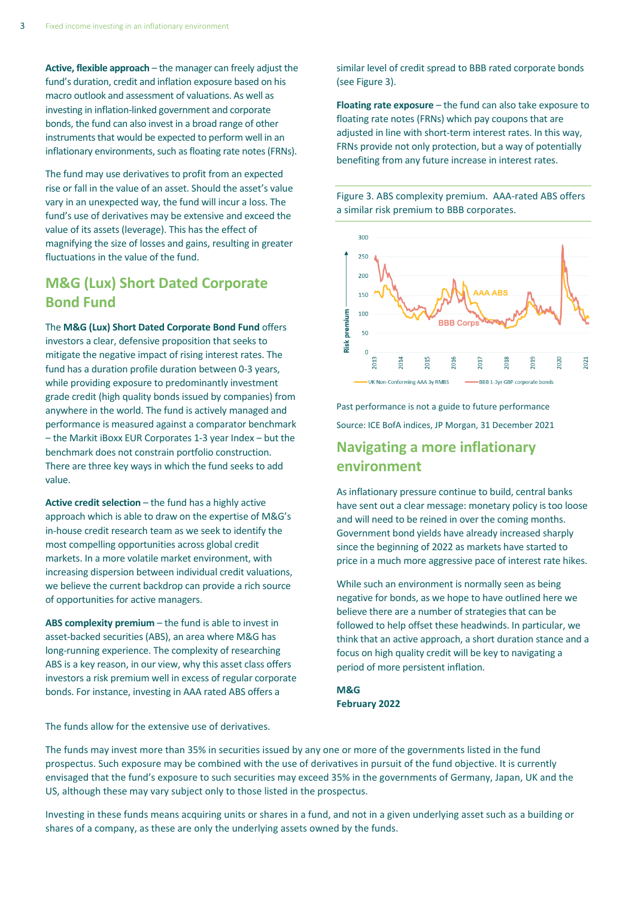**Active, flexible approach** – the manager can freely adjust the fund's duration, credit and inflation exposure based on his macro outlook and assessment of valuations. As well as investing in inflation-linked government and corporate bonds, the fund can also invest in a broad range of other instruments that would be expected to perform well in an inflationary environments, such as floating rate notes (FRNs).

The fund may use derivatives to profit from an expected rise or fall in the value of an asset. Should the asset's value vary in an unexpected way, the fund will incur a loss. The fund's use of derivatives may be extensive and exceed the value of its assets (leverage). This has the effect of magnifying the size of losses and gains, resulting in greater fluctuations in the value of the fund.

## M&G (Lux) Short Dated Corporate Bond Fund

The **M&G (Lux) Short Dated Corporate Bond Fund** offers investors a clear, defensive proposition that seeks to mitigate the negative impact of rising interest rates. The fund has a duration profile duration between 0-3 years, while providing exposure to predominantly investment grade credit (high quality bonds issued by companies) from anywhere in the world. The fund is actively managed and performance is measured against a comparator benchmark – the Markit iBoxx EUR Corporates 1-3 year Index – but the benchmark does not constrain portfolio construction. There are three key ways in which the fund seeks to add value.

**Active credit selection** – the fund has a highly active approach which is able to draw on the expertise of M&G's in-house credit research team as we seek to identify the most compelling opportunities across global credit markets. In a more volatile market environment, with increasing dispersion between individual credit valuations, we believe the current backdrop can provide a rich source of opportunities for active managers.

**ABS complexity premium** – the fund is able to invest in asset-backed securities (ABS), an area where M&G has long-running experience. The complexity of researching ABS is a key reason, in our view, why this asset class offers investors a risk premium well in excess of regular corporate bonds. For instance, investing in AAA rated ABS offers a similar level of credit spread to BBB rated corporate bonds (see Figure 3).

**Floating rate exposure** – the fund can also take exposure to floating rate notes (FRNs) which pay coupons that are adjusted in line with short-term interest rates. In this way, FRNs provide not only protection, but a way of potentially benefiting from any future increase in interest rates.

Figure 3. ABS complexity premium. AAA-rated ABS offers a similar risk premium to BBB corporates.

Past performance is not a guide to future performance

Source: ICE BofA indices, JP Morgan, 31 December 2021

## Navigating a more inflationary environment

As inflationary pressure continue to build, central banks have sent out a clear message: monetary policy is too loose and will need to be reined in over the coming months. Government bond yields have already increased sharply since the beginning of 2022 as markets have started to price in a much more aggressive pace of interest rate hikes.

While such an environment is normally seen as being negative for bonds, as we hope to have outlined here we believe there are a number of strategies that can be followed to help offset these headwinds. In particular, we think that an active approach, a short duration stance and a focus on high quality credit will be key to navigating a period of more persistent inflation.

**M&G**
**February 2022**

The funds allow for the extensive use of derivatives.

The funds may invest more than 35% in securities issued by any one or more of the governments listed in the fund prospectus. Such exposure may be combined with the use of derivatives in pursuit of the fund objective. It is currently envisaged that the fund's exposure to such securities may exceed 35% in the governments of Germany, Japan, UK and the US, although these may vary subject only to those listed in the prospectus.

Investing in these funds means acquiring units or shares in a fund, and not in a given underlying asset such as a building or shares of a company, as these are only the underlying assets owned by the funds.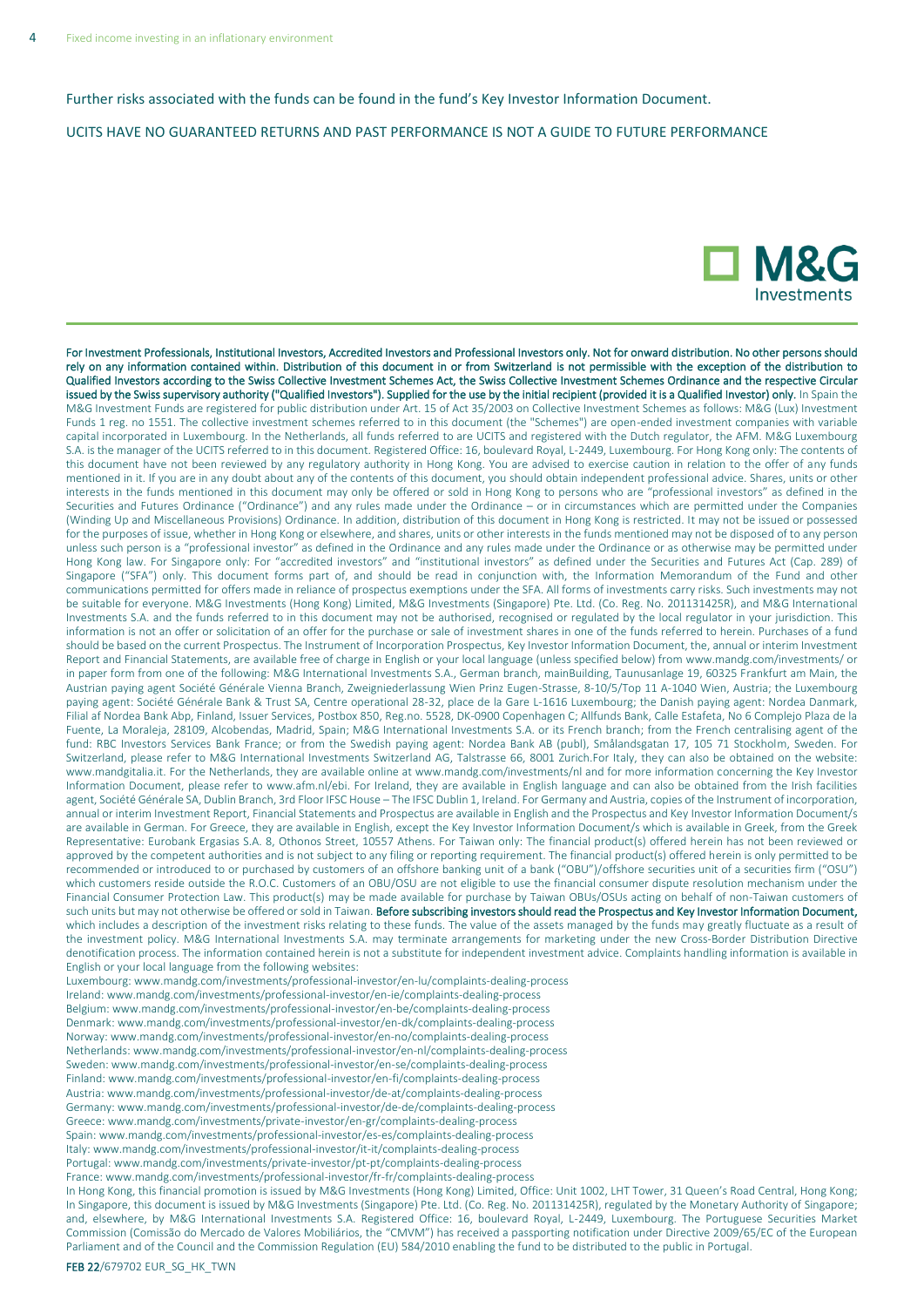Further risks associated with the funds can be found in the fund's Key Investor Information Document.

UCITS HAVE NO GUARANTEED RETURNS AND PAST PERFORMANCE IS NOT A GUIDE TO FUTURE PERFORMANCE

M&G Investments

**For Investment Professionals, Institutional Investors, Accredited Investors and Professional Investors only. Not for onward distribution. No other persons should rely on any information contained within. Distribution of this document in or from Switzerland is not permissible with the exception of the distribution to Qualified Investors according to the Swiss Collective Investment Schemes Act, the Swiss Collective Investment Schemes Ordinance and the respective Circular issued by the Swiss supervisory authority ("Qualified Investors"). Supplied for the use by the initial recipient (provided it is a Qualified Investor) only.** In Spain the M&G Investment Funds are registered for public distribution under Art. 15 of Act 35/2003 on Collective Investment Schemes as follows: M&G (Lux) Investment Funds 1 reg. no 1551. The collective investment schemes referred to in this document (the "Schemes") are open-ended investment companies with variable capital incorporated in Luxembourg. In the Netherlands, all funds referred to are UCITS and registered with the Dutch regulator, the AFM. M&G Luxembourg S.A. is the manager of the UCITS referred to in this document. Registered Office: 16, boulevard Royal, L-2449, Luxembourg. For Hong Kong only: The contents of this document have not been reviewed by any regulatory authority in Hong Kong. You are advised to exercise caution in relation to the offer of any funds mentioned in it. If you are in any doubt about any of the contents of this document, you should obtain independent professional advice. Shares, units or other interests in the funds mentioned in this document may only be offered or sold in Hong Kong to persons who are "professional investors" as defined in the Securities and Futures Ordinance ("Ordinance") and any rules made under the Ordinance – or in circumstances which are permitted under the Companies (Winding Up and Miscellaneous Provisions) Ordinance. In addition, distribution of this document in Hong Kong is restricted. It may not be issued or possessed for the purposes of issue, whether in Hong Kong or elsewhere, and shares, units or other interests in the funds mentioned may not be disposed of to any person unless such person is a "professional investor" as defined in the Ordinance and any rules made under the Ordinance or as otherwise may be permitted under Hong Kong law. For Singapore only: For "accredited investors" and "institutional investors" as defined under the Securities and Futures Act (Cap. 289) of Singapore ("SFA") only. This document forms part of, and should be read in conjunction with, the Information Memorandum of the Fund and other communications permitted for offers made in reliance of prospectus exemptions under the SFA. All forms of investments carry risks. Such investments may not be suitable for everyone. M&G Investments (Hong Kong) Limited, M&G Investments (Singapore) Pte. Ltd. (Co. Reg. No. 201131425R), and M&G International Investments S.A. and the funds referred to in this document may not be authorised, recognised or regulated by the local regulator in your jurisdiction. This information is not an offer or solicitation of an offer for the purchase or sale of investment shares in one of the funds referred to herein. Purchases of a fund should be based on the current Prospectus. The Instrument of Incorporation Prospectus, Key Investor Information Document, the, annual or interim Investment Report and Financial Statements, are available free of charge in English or your local language (unless specified below) from www.mandg.com/investments/ or in paper form from one of the following: M&G International Investments S.A., German branch, mainBuilding, Taunusanlage 19, 60325 Frankfurt am Main, the Austrian paying agent Société Générale Vienna Branch, Zweigniederlassung Wien Prinz Eugen-Strasse, 8-10/5/Top 11 A-1040 Wien, Austria; the Luxembourg paying agent: Société Générale Bank & Trust SA, Centre operational 28-32, place de la Gare L-1616 Luxembourg; the Danish paying agent: Nordea Danmark, Filial af Nordea Bank Abp, Finland, Issuer Services, Postbox 850, Reg.no. 5528, DK-0900 Copenhagen C; Allfunds Bank, Calle Estafeta, No 6 Complejo Plaza de la Fuente, La Moraleja, 28109, Alcobendas, Madrid, Spain; M&G International Investments S.A. or its French branch; from the French centralising agent of the fund: RBC Investors Services Bank France; or from the Swedish paying agent: Nordea Bank AB (publ), Smålandsgatan 17, 105 71 Stockholm, Sweden. For Switzerland, please refer to M&G International Investments Switzerland AG, Talstrasse 66, 8001 Zurich.For Italy, they can also be obtained on the website: www.mandgitalia.it. For the Netherlands, they are available online at www.mandg.com/investments/nl and for more information concerning the Key Investor Information Document, please refer to www.afm.nl/ebi. For Ireland, they are available in English language and can also be obtained from the Irish facilities agent, Société Générale SA, Dublin Branch, 3rd Floor IFSC House – The IFSC Dublin 1, Ireland. For Germany and Austria, copies of the Instrument of incorporation, annual or interim Investment Report, Financial Statements and Prospectus are available in English and the Prospectus and Key Investor Information Document/s are available in German. For Greece, they are available in English, except the Key Investor Information Document/s which is available in Greek, from the Greek Representative: Eurobank Ergasias S.A. 8, Othonos Street, 10557 Athens. For Taiwan only: The financial product(s) offered herein has not been reviewed or approved by the competent authorities and is not subject to any filing or reporting requirement. The financial product(s) offered herein is only permitted to be recommended or introduced to or purchased by customers of an offshore banking unit of a bank ("OBU")/offshore securities unit of a securities firm ("OSU") which customers reside outside the R.O.C. Customers of an OBU/OSU are not eligible to use the financial consumer dispute resolution mechanism under the Financial Consumer Protection Law. This product(s) may be made available for purchase by Taiwan OBUs/OSUs acting on behalf of non-Taiwan customers of such units but may not otherwise be offered or sold in Taiwan. **Before subscribing investors should read the Prospectus and Key Investor Information Document,** which includes a description of the investment risks relating to these funds. The value of the assets managed by the funds may greatly fluctuate as a result of the investment policy. M&G International Investments S.A. may terminate arrangements for marketing under the new Cross-Border Distribution Directive denotification process. The information contained herein is not a substitute for independent investment advice. Complaints handling information is available in English or your local language from the following websites:

Luxembourg: www.mandg.com/investments/professional-investor/en-lu/complaints-dealing-process
Ireland: www.mandg.com/investments/professional-investor/en-ie/complaints-dealing-process
Belgium: www.mandg.com/investments/professional-investor/en-be/complaints-dealing-process
Denmark: www.mandg.com/investments/professional-investor/en-dk/complaints-dealing-process
Norway: www.mandg.com/investments/professional-investor/en-no/complaints-dealing-process
Netherlands: www.mandg.com/investments/professional-investor/en-nl/complaints-dealing-process
Sweden: www.mandg.com/investments/professional-investor/en-se/complaints-dealing-process
Finland: www.mandg.com/investments/professional-investor/en-fi/complaints-dealing-process
Austria: www.mandg.com/investments/professional-investor/de-at/complaints-dealing-process
Germany: www.mandg.com/investments/professional-investor/de-de/complaints-dealing-process
Greece: www.mandg.com/investments/private-investor/en-gr/complaints-dealing-process
Spain: www.mandg.com/investments/professional-investor/es-es/complaints-dealing-process
Italy: www.mandg.com/investments/professional-investor/it-it/complaints-dealing-process
Portugal: www.mandg.com/investments/private-investor/pt-pt/complaints-dealing-process
France: www.mandg.com/investments/professional-investor/fr-fr/complaints-dealing-process

In Hong Kong, this financial promotion is issued by M&G Investments (Hong Kong) Limited, Office: Unit 1002, LHT Tower, 31 Queen's Road Central, Hong Kong; In Singapore, this document is issued by M&G Investments (Singapore) Pte. Ltd. (Co. Reg. No. 201131425R), regulated by the Monetary Authority of Singapore; and, elsewhere, by M&G International Investments S.A. Registered Office: 16, boulevard Royal, L-2449, Luxembourg. The Portuguese Securities Market Commission (Comissão do Mercado de Valores Mobiliários, the "CMVM") has received a passporting notification under Directive 2009/65/EC of the European Parliament and of the Council and the Commission Regulation (EU) 584/2010 enabling the fund to be distributed to the public in Portugal.

**FEB 22**/679702 EUR_SG_HK_TWN